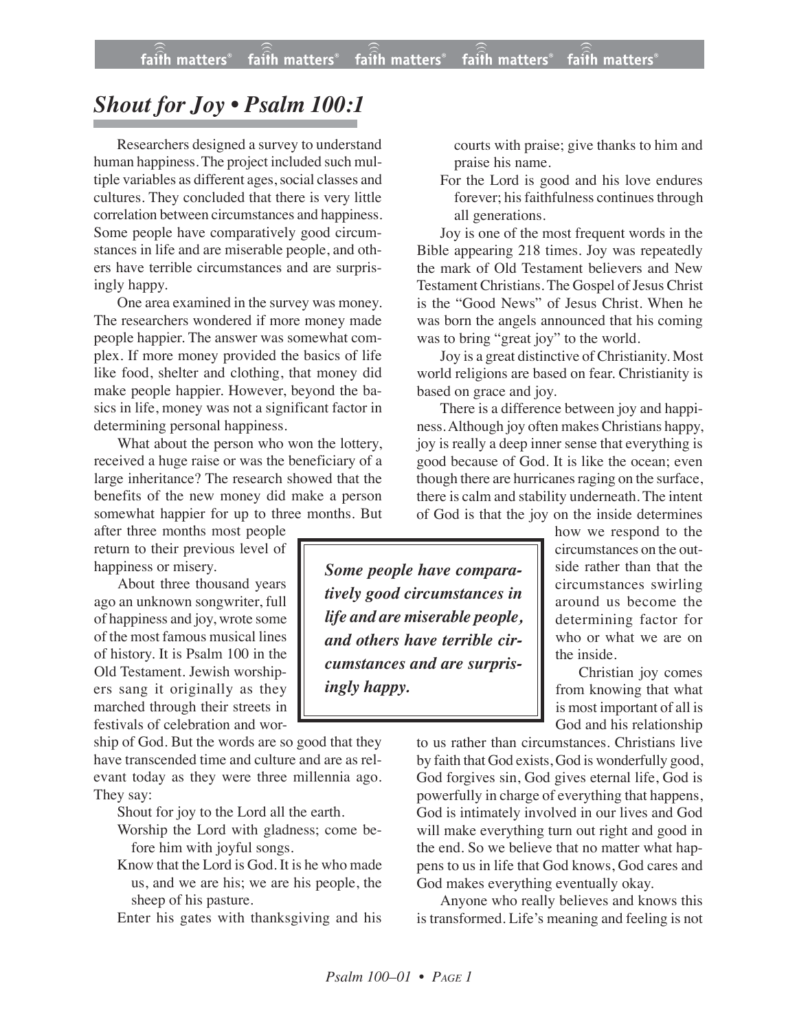# *Shout for Joy • Psalm 100:1*

Researchers designed a survey to understand human happiness. The project included such multiple variables as different ages, social classes and cultures. They concluded that there is very little correlation between circumstances and happiness. Some people have comparatively good circumstances in life and are miserable people, and others have terrible circumstances and are surprisingly happy.

One area examined in the survey was money. The researchers wondered if more money made people happier. The answer was somewhat complex. If more money provided the basics of life like food, shelter and clothing, that money did make people happier. However, beyond the basics in life, money was not a significant factor in determining personal happiness.

What about the person who won the lottery, received a huge raise or was the beneficiary of a large inheritance? The research showed that the benefits of the new money did make a person somewhat happier for up to three months. But after three months most people return to their previous level of happiness or misery.

About three thousand years ago an unknown songwriter, full of happiness and joy, wrote some of the most famous musical lines of history. It is Psalm 100 in the Old Testament. Jewish worshipers sang it originally as they marched through their streets in festivals of celebration and worship of God. But the words are so good that they have transcended time and culture and are as relevant today as they were three millennia ago. They say:

> Shout for joy to the Lord all the earth.
> Worship the Lord with gladness; come before him with joyful songs.
> Know that the Lord is God. It is he who made us, and we are his; we are his people, the sheep of his pasture.
> Enter his gates with thanksgiving and his courts with praise; give thanks to him and praise his name.
> For the Lord is good and his love endures forever; his faithfulness continues through all generations.

Joy is one of the most frequent words in the Bible appearing 218 times. Joy was repeatedly the mark of Old Testament believers and New Testament Christians. The Gospel of Jesus Christ is the "Good News" of Jesus Christ. When he was born the angels announced that his coming was to bring "great joy" to the world.

Joy is a great distinctive of Christianity. Most world religions are based on fear. Christianity is based on grace and joy.

There is a difference between joy and happiness. Although joy often makes Christians happy, joy is really a deep inner sense that everything is good because of God. It is like the ocean; even though there are hurricanes raging on the surface, there is calm and stability underneath. The intent of God is that the joy on the inside determines how we respond to the circumstances on the outside rather than that the circumstances swirling around us become the determining factor for who or what we are on the inside.

> ***Some people have comparatively good circumstances in life and are miserable people, and others have terrible circumstances and are surprisingly happy.***

Christian joy comes from knowing that what is most important of all is God and his relationship to us rather than circumstances. Christians live by faith that God exists, God is wonderfully good, God forgives sin, God gives eternal life, God is powerfully in charge of everything that happens, God is intimately involved in our lives and God will make everything turn out right and good in the end. So we believe that no matter what happens to us in life that God knows, God cares and God makes everything eventually okay.

Anyone who really believes and knows this is transformed. Life's meaning and feeling is not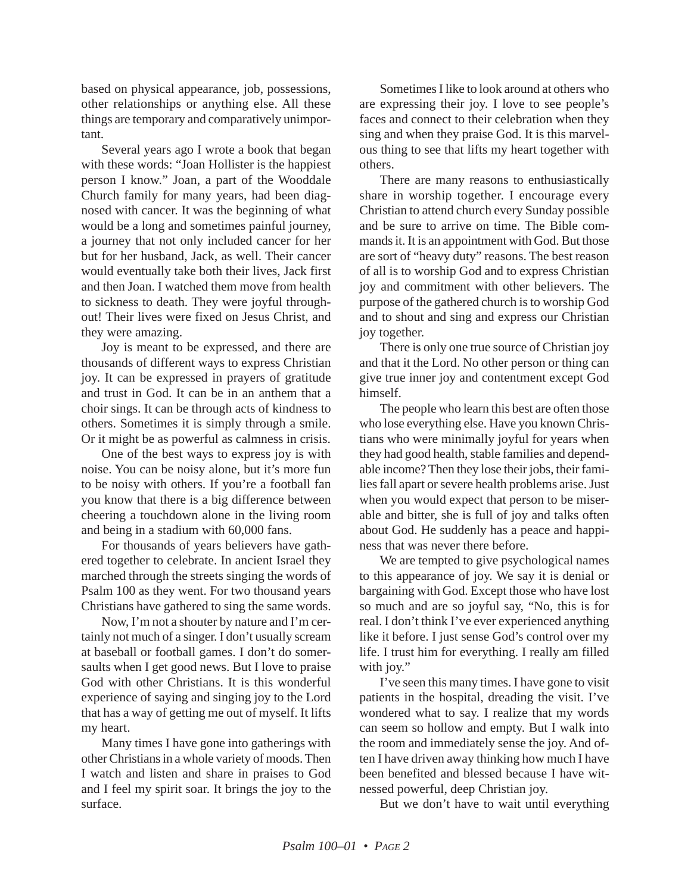based on physical appearance, job, possessions, other relationships or anything else. All these things are temporary and comparatively unimportant.

Several years ago I wrote a book that began with these words: “Joan Hollister is the happiest person I know.” Joan, a part of the Wooddale Church family for many years, had been diagnosed with cancer. It was the beginning of what would be a long and sometimes painful journey, a journey that not only included cancer for her but for her husband, Jack, as well. Their cancer would eventually take both their lives, Jack first and then Joan. I watched them move from health to sickness to death. They were joyful throughout! Their lives were fixed on Jesus Christ, and they were amazing.

Joy is meant to be expressed, and there are thousands of different ways to express Christian joy. It can be expressed in prayers of gratitude and trust in God. It can be in an anthem that a choir sings. It can be through acts of kindness to others. Sometimes it is simply through a smile. Or it might be as powerful as calmness in crisis.

One of the best ways to express joy is with noise. You can be noisy alone, but it’s more fun to be noisy with others. If you’re a football fan you know that there is a big difference between cheering a touchdown alone in the living room and being in a stadium with 60,000 fans.

For thousands of years believers have gathered together to celebrate. In ancient Israel they marched through the streets singing the words of Psalm 100 as they went. For two thousand years Christians have gathered to sing the same words.

Now, I’m not a shouter by nature and I’m certainly not much of a singer. I don’t usually scream at baseball or football games. I don’t do somersaults when I get good news. But I love to praise God with other Christians. It is this wonderful experience of saying and singing joy to the Lord that has a way of getting me out of myself. It lifts my heart.

Many times I have gone into gatherings with other Christians in a whole variety of moods. Then I watch and listen and share in praises to God and I feel my spirit soar. It brings the joy to the surface.

Sometimes I like to look around at others who are expressing their joy. I love to see people’s faces and connect to their celebration when they sing and when they praise God. It is this marvelous thing to see that lifts my heart together with others.

There are many reasons to enthusiastically share in worship together. I encourage every Christian to attend church every Sunday possible and be sure to arrive on time. The Bible commands it. It is an appointment with God. But those are sort of “heavy duty” reasons. The best reason of all is to worship God and to express Christian joy and commitment with other believers. The purpose of the gathered church is to worship God and to shout and sing and express our Christian joy together.

There is only one true source of Christian joy and that it the Lord. No other person or thing can give true inner joy and contentment except God himself.

The people who learn this best are often those who lose everything else. Have you known Christians who were minimally joyful for years when they had good health, stable families and dependable income? Then they lose their jobs, their families fall apart or severe health problems arise. Just when you would expect that person to be miserable and bitter, she is full of joy and talks often about God. He suddenly has a peace and happiness that was never there before.

We are tempted to give psychological names to this appearance of joy. We say it is denial or bargaining with God. Except those who have lost so much and are so joyful say, “No, this is for real. I don’t think I’ve ever experienced anything like it before. I just sense God’s control over my life. I trust him for everything. I really am filled with joy.”

I’ve seen this many times. I have gone to visit patients in the hospital, dreading the visit. I’ve wondered what to say. I realize that my words can seem so hollow and empty. But I walk into the room and immediately sense the joy. And often I have driven away thinking how much I have been benefited and blessed because I have witnessed powerful, deep Christian joy.

But we don’t have to wait until everything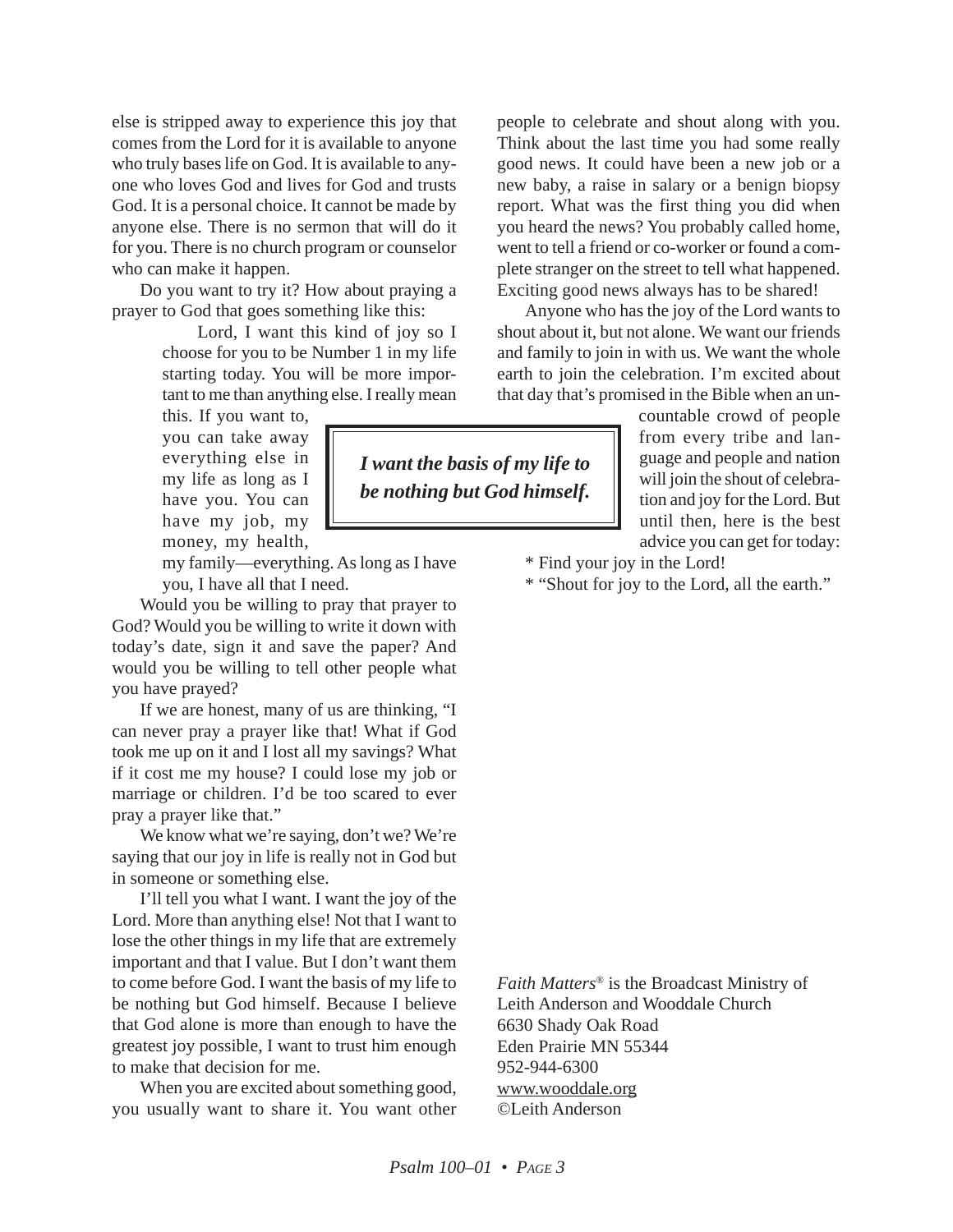else is stripped away to experience this joy that comes from the Lord for it is available to anyone who truly bases life on God. It is available to anyone who loves God and lives for God and trusts God. It is a personal choice. It cannot be made by anyone else. There is no sermon that will do it for you. There is no church program or counselor who can make it happen.

Do you want to try it? How about praying a prayer to God that goes something like this:

> Lord, I want this kind of joy so I choose for you to be Number 1 in my life starting today. You will be more important to me than anything else. I really mean this. If you want to, you can take away everything else in my life as long as I have you. You can have my job, my money, my health, my family—everything. As long as I have you, I have all that I need.

Would you be willing to pray that prayer to God? Would you be willing to write it down with today's date, sign it and save the paper? And would you be willing to tell other people what you have prayed?

If we are honest, many of us are thinking, "I can never pray a prayer like that! What if God took me up on it and I lost all my savings? What if it cost me my house? I could lose my job or marriage or children. I'd be too scared to ever pray a prayer like that."

We know what we're saying, don't we? We're saying that our joy in life is really not in God but in someone or something else.

I'll tell you what I want. I want the joy of the Lord. More than anything else! Not that I want to lose the other things in my life that are extremely important and that I value. But I don't want them to come before God. I want the basis of my life to be nothing but God himself. Because I believe that God alone is more than enough to have the greatest joy possible, I want to trust him enough to make that decision for me.

***I want the basis of my life to be nothing but God himself.***

When you are excited about something good, you usually want to share it. You want other people to celebrate and shout along with you. Think about the last time you had some really good news. It could have been a new job or a new baby, a raise in salary or a benign biopsy report. What was the first thing you did when you heard the news? You probably called home, went to tell a friend or co-worker or found a complete stranger on the street to tell what happened. Exciting good news always has to be shared!

Anyone who has the joy of the Lord wants to shout about it, but not alone. We want our friends and family to join in with us. We want the whole earth to join the celebration. I'm excited about that day that's promised in the Bible when an uncountable crowd of people from every tribe and language and people and nation will join the shout of celebration and joy for the Lord. But until then, here is the best advice you can get for today:

* Find your joy in the Lord!
* "Shout for joy to the Lord, all the earth."

*Faith Matters*® is the Broadcast Ministry of
Leith Anderson and Wooddale Church
6630 Shady Oak Road
Eden Prairie MN 55344
952-944-6300
www.wooddale.org
©Leith Anderson